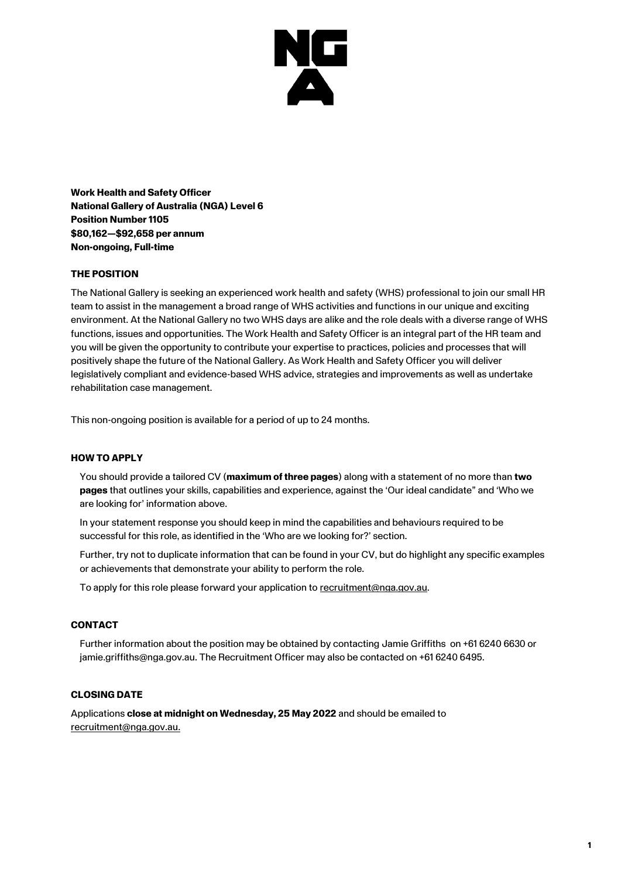**Work Health and Safety Officer**
**National Gallery of Australia (NGA) Level 6**
**Position Number 1105**
**$80,162—$92,658 per annum**
**Non-ongoing, Full-time**

## THE POSITION

The National Gallery is seeking an experienced work health and safety (WHS) professional to join our small HR team to assist in the management a broad range of WHS activities and functions in our unique and exciting environment. At the National Gallery no two WHS days are alike and the role deals with a diverse range of WHS functions, issues and opportunities. The Work Health and Safety Officer is an integral part of the HR team and you will be given the opportunity to contribute your expertise to practices, policies and processes that will positively shape the future of the National Gallery. As Work Health and Safety Officer you will deliver legislatively compliant and evidence-based WHS advice, strategies and improvements as well as undertake rehabilitation case management.

This non-ongoing position is available for a period of up to 24 months.

## HOW TO APPLY

You should provide a tailored CV (**maximum of three pages**) along with a statement of no more than **two pages** that outlines your skills, capabilities and experience, against the 'Our ideal candidate" and 'Who we are looking for' information above.

In your statement response you should keep in mind the capabilities and behaviours required to be successful for this role, as identified in the 'Who are we looking for?' section.

Further, try not to duplicate information that can be found in your CV, but do highlight any specific examples or achievements that demonstrate your ability to perform the role.

To apply for this role please forward your application to recruitment@nga.gov.au.

## CONTACT

Further information about the position may be obtained by contacting Jamie Griffiths on +61 6240 6630 or jamie.griffiths@nga.gov.au. The Recruitment Officer may also be contacted on +61 6240 6495.

## CLOSING DATE

Applications **close at midnight on Wednesday, 25 May 2022** and should be emailed to recruitment@nga.gov.au.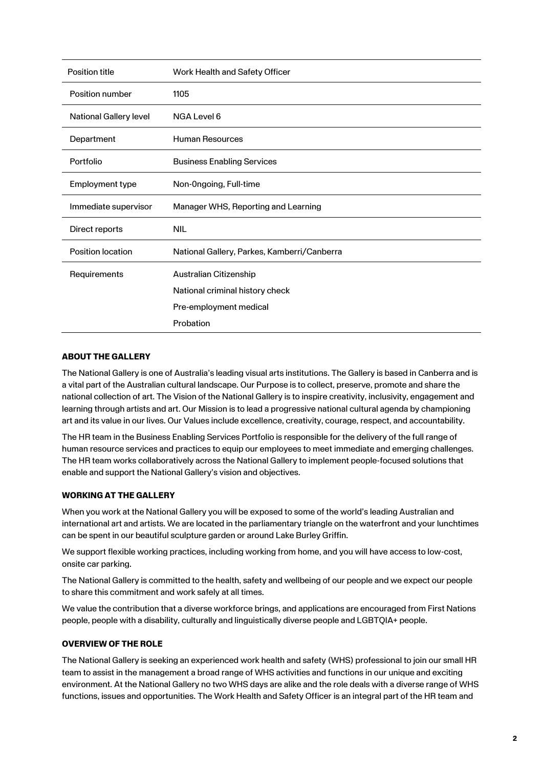| Position title | Work Health and Safety Officer |
| --- | --- |
| Position number | 1105 |
| National Gallery level | NGA Level 6 |
| Department | Human Resources |
| Portfolio | Business Enabling Services |
| Employment type | Non-0ngoing, Full-time |
| Immediate supervisor | Manager WHS, Reporting and Learning |
| Direct reports | NIL |
| Position location | National Gallery, Parkes, Kamberri/Canberra |
| Requirements | Australian Citizenship<br>National criminal history check<br>Pre-employment medical<br>Probation |

**ABOUT THE GALLERY**

The National Gallery is one of Australia's leading visual arts institutions. The Gallery is based in Canberra and is a vital part of the Australian cultural landscape. Our Purpose is to collect, preserve, promote and share the national collection of art. The Vision of the National Gallery is to inspire creativity, inclusivity, engagement and learning through artists and art. Our Mission is to lead a progressive national cultural agenda by championing art and its value in our lives. Our Values include excellence, creativity, courage, respect, and accountability.

The HR team in the Business Enabling Services Portfolio is responsible for the delivery of the full range of human resource services and practices to equip our employees to meet immediate and emerging challenges. The HR team works collaboratively across the National Gallery to implement people-focused solutions that enable and support the National Gallery's vision and objectives.

**WORKING AT THE GALLERY**

When you work at the National Gallery you will be exposed to some of the world's leading Australian and international art and artists. We are located in the parliamentary triangle on the waterfront and your lunchtimes can be spent in our beautiful sculpture garden or around Lake Burley Griffin.

We support flexible working practices, including working from home, and you will have access to low-cost, onsite car parking.

The National Gallery is committed to the health, safety and wellbeing of our people and we expect our people to share this commitment and work safely at all times.

We value the contribution that a diverse workforce brings, and applications are encouraged from First Nations people, people with a disability, culturally and linguistically diverse people and LGBTQIA+ people.

**OVERVIEW OF THE ROLE**

The National Gallery is seeking an experienced work health and safety (WHS) professional to join our small HR team to assist in the management a broad range of WHS activities and functions in our unique and exciting environment. At the National Gallery no two WHS days are alike and the role deals with a diverse range of WHS functions, issues and opportunities. The Work Health and Safety Officer is an integral part of the HR team and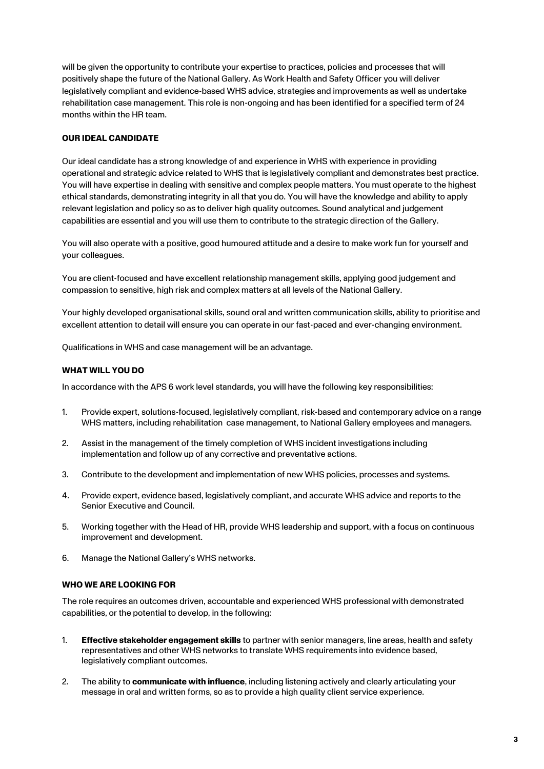will be given the opportunity to contribute your expertise to practices, policies and processes that will positively shape the future of the National Gallery. As Work Health and Safety Officer you will deliver legislatively compliant and evidence-based WHS advice, strategies and improvements as well as undertake rehabilitation case management. This role is non-ongoing and has been identified for a specified term of 24 months within the HR team.

### OUR IDEAL CANDIDATE

Our ideal candidate has a strong knowledge of and experience in WHS with experience in providing operational and strategic advice related to WHS that is legislatively compliant and demonstrates best practice. You will have expertise in dealing with sensitive and complex people matters. You must operate to the highest ethical standards, demonstrating integrity in all that you do. You will have the knowledge and ability to apply relevant legislation and policy so as to deliver high quality outcomes. Sound analytical and judgement capabilities are essential and you will use them to contribute to the strategic direction of the Gallery.

You will also operate with a positive, good humoured attitude and a desire to make work fun for yourself and your colleagues.

You are client-focused and have excellent relationship management skills, applying good judgement and compassion to sensitive, high risk and complex matters at all levels of the National Gallery.

Your highly developed organisational skills, sound oral and written communication skills, ability to prioritise and excellent attention to detail will ensure you can operate in our fast-paced and ever-changing environment.

Qualifications in WHS and case management will be an advantage.

### WHAT WILL YOU DO

In accordance with the APS 6 work level standards, you will have the following key responsibilities:

1. Provide expert, solutions-focused, legislatively compliant, risk-based and contemporary advice on a range WHS matters, including rehabilitation case management, to National Gallery employees and managers.
2. Assist in the management of the timely completion of WHS incident investigations including implementation and follow up of any corrective and preventative actions.
3. Contribute to the development and implementation of new WHS policies, processes and systems.
4. Provide expert, evidence based, legislatively compliant, and accurate WHS advice and reports to the Senior Executive and Council.
5. Working together with the Head of HR, provide WHS leadership and support, with a focus on continuous improvement and development.
6. Manage the National Gallery's WHS networks.

### WHO WE ARE LOOKING FOR

The role requires an outcomes driven, accountable and experienced WHS professional with demonstrated capabilities, or the potential to develop, in the following:

1. **Effective stakeholder engagement skills** to partner with senior managers, line areas, health and safety representatives and other WHS networks to translate WHS requirements into evidence based, legislatively compliant outcomes.
2. The ability to **communicate with influence**, including listening actively and clearly articulating your message in oral and written forms, so as to provide a high quality client service experience.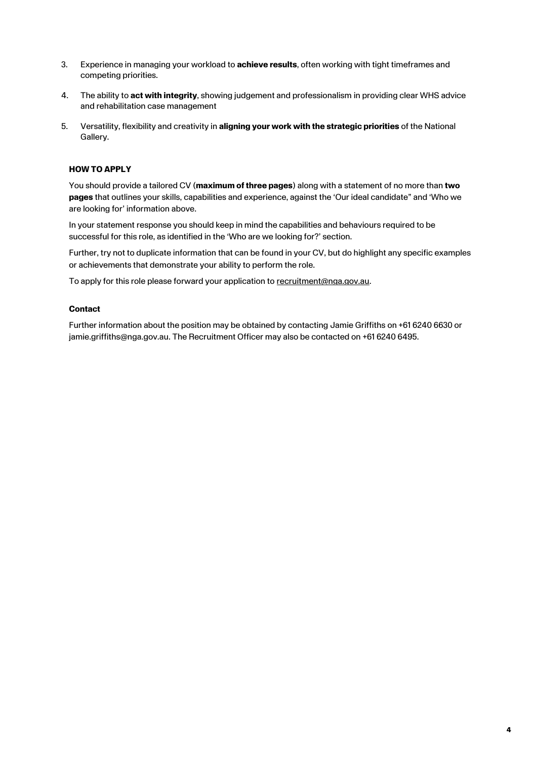3. Experience in managing your workload to **achieve results**, often working with tight timeframes and competing priorities.
4. The ability to **act with integrity**, showing judgement and professionalism in providing clear WHS advice and rehabilitation case management
5. Versatility, flexibility and creativity in **aligning your work with the strategic priorities** of the National Gallery.

**HOW TO APPLY**

You should provide a tailored CV (**maximum of three pages**) along with a statement of no more than **two pages** that outlines your skills, capabilities and experience, against the 'Our ideal candidate" and 'Who we are looking for' information above.

In your statement response you should keep in mind the capabilities and behaviours required to be successful for this role, as identified in the 'Who are we looking for?' section.

Further, try not to duplicate information that can be found in your CV, but do highlight any specific examples or achievements that demonstrate your ability to perform the role.

To apply for this role please forward your application to recruitment@nga.gov.au.

**Contact**

Further information about the position may be obtained by contacting Jamie Griffiths on +61 6240 6630 or jamie.griffiths@nga.gov.au. The Recruitment Officer may also be contacted on +61 6240 6495.